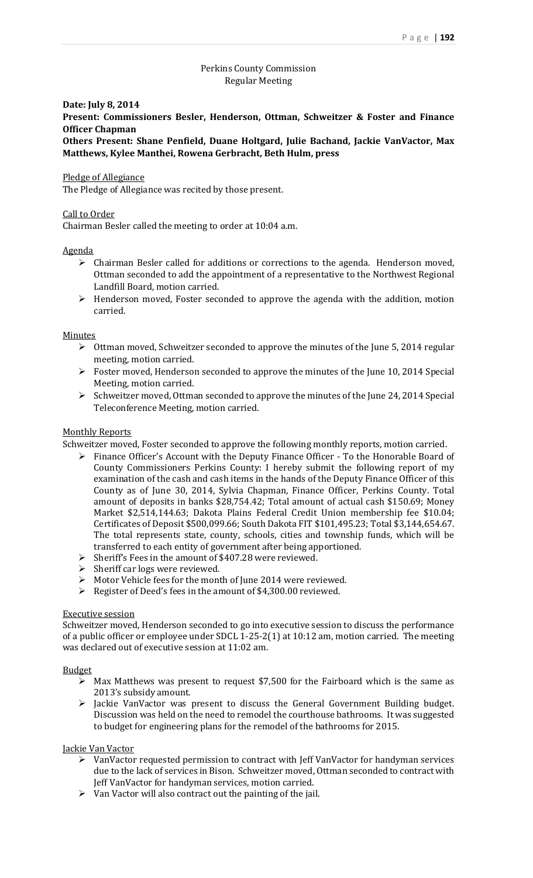Perkins County Commission
Regular Meeting

**Date: July 8, 2014**

**Present: Commissioners Besler, Henderson, Ottman, Schweitzer & Foster and Finance Officer Chapman**

**Others Present: Shane Penfield, Duane Holtgard, Julie Bachand, Jackie VanVactor, Max Matthews, Kylee Manthei, Rowena Gerbracht, Beth Hulm, press**

Pledge of Allegiance

The Pledge of Allegiance was recited by those present.

Call to Order

Chairman Besler called the meeting to order at 10:04 a.m.

Agenda

- Chairman Besler called for additions or corrections to the agenda. Henderson moved, Ottman seconded to add the appointment of a representative to the Northwest Regional Landfill Board, motion carried.
- Henderson moved, Foster seconded to approve the agenda with the addition, motion carried.

Minutes

- Ottman moved, Schweitzer seconded to approve the minutes of the June 5, 2014 regular meeting, motion carried.
- Foster moved, Henderson seconded to approve the minutes of the June 10, 2014 Special Meeting, motion carried.
- Schweitzer moved, Ottman seconded to approve the minutes of the June 24, 2014 Special Teleconference Meeting, motion carried.

Monthly Reports

Schweitzer moved, Foster seconded to approve the following monthly reports, motion carried.

- Finance Officer's Account with the Deputy Finance Officer - To the Honorable Board of County Commissioners Perkins County: I hereby submit the following report of my examination of the cash and cash items in the hands of the Deputy Finance Officer of this County as of June 30, 2014, Sylvia Chapman, Finance Officer, Perkins County. Total amount of deposits in banks $28,754.42; Total amount of actual cash $150.69; Money Market $2,514,144.63; Dakota Plains Federal Credit Union membership fee $10.04; Certificates of Deposit $500,099.66; South Dakota FIT $101,495.23; Total $3,144,654.67. The total represents state, county, schools, cities and township funds, which will be transferred to each entity of government after being apportioned.
- Sheriff's Fees in the amount of $407.28 were reviewed.
- Sheriff car logs were reviewed.
- Motor Vehicle fees for the month of June 2014 were reviewed.
- Register of Deed's fees in the amount of $4,300.00 reviewed.

Executive session

Schweitzer moved, Henderson seconded to go into executive session to discuss the performance of a public officer or employee under SDCL 1-25-2(1) at 10:12 am, motion carried. The meeting was declared out of executive session at 11:02 am.

Budget

- Max Matthews was present to request $7,500 for the Fairboard which is the same as 2013's subsidy amount.
- Jackie VanVactor was present to discuss the General Government Building budget. Discussion was held on the need to remodel the courthouse bathrooms. It was suggested to budget for engineering plans for the remodel of the bathrooms for 2015.

Jackie Van Vactor

- VanVactor requested permission to contract with Jeff VanVactor for handyman services due to the lack of services in Bison. Schweitzer moved, Ottman seconded to contract with Jeff VanVactor for handyman services, motion carried.
- Van Vactor will also contract out the painting of the jail.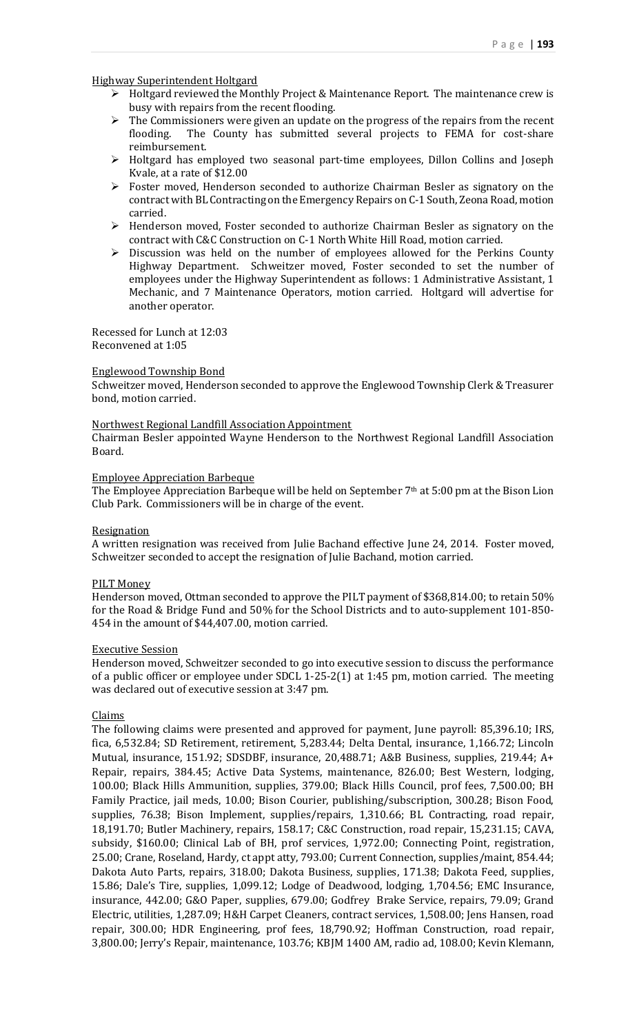Highway Superintendent Holtgard

- Holtgard reviewed the Monthly Project & Maintenance Report. The maintenance crew is busy with repairs from the recent flooding.
- The Commissioners were given an update on the progress of the repairs from the recent flooding. The County has submitted several projects to FEMA for cost-share reimbursement.
- Holtgard has employed two seasonal part-time employees, Dillon Collins and Joseph Kvale, at a rate of $12.00
- Foster moved, Henderson seconded to authorize Chairman Besler as signatory on the contract with BL Contracting on the Emergency Repairs on C-1 South, Zeona Road, motion carried.
- Henderson moved, Foster seconded to authorize Chairman Besler as signatory on the contract with C&C Construction on C-1 North White Hill Road, motion carried.
- Discussion was held on the number of employees allowed for the Perkins County Highway Department. Schweitzer moved, Foster seconded to set the number of employees under the Highway Superintendent as follows: 1 Administrative Assistant, 1 Mechanic, and 7 Maintenance Operators, motion carried. Holtgard will advertise for another operator.

Recessed for Lunch at 12:03
Reconvened at 1:05

Englewood Township Bond

Schweitzer moved, Henderson seconded to approve the Englewood Township Clerk & Treasurer bond, motion carried.

Northwest Regional Landfill Association Appointment

Chairman Besler appointed Wayne Henderson to the Northwest Regional Landfill Association Board.

Employee Appreciation Barbeque

The Employee Appreciation Barbeque will be held on September 7th at 5:00 pm at the Bison Lion Club Park. Commissioners will be in charge of the event.

Resignation

A written resignation was received from Julie Bachand effective June 24, 2014. Foster moved, Schweitzer seconded to accept the resignation of Julie Bachand, motion carried.

PILT Money

Henderson moved, Ottman seconded to approve the PILT payment of $368,814.00; to retain 50% for the Road & Bridge Fund and 50% for the School Districts and to auto-supplement 101-850-454 in the amount of $44,407.00, motion carried.

Executive Session

Henderson moved, Schweitzer seconded to go into executive session to discuss the performance of a public officer or employee under SDCL 1-25-2(1) at 1:45 pm, motion carried. The meeting was declared out of executive session at 3:47 pm.

Claims

The following claims were presented and approved for payment, June payroll: 85,396.10; IRS, fica, 6,532.84; SD Retirement, retirement, 5,283.44; Delta Dental, insurance, 1,166.72; Lincoln Mutual, insurance, 151.92; SDSDBF, insurance, 20,488.71; A&B Business, supplies, 219.44; A+ Repair, repairs, 384.45; Active Data Systems, maintenance, 826.00; Best Western, lodging, 100.00; Black Hills Ammunition, supplies, 379.00; Black Hills Council, prof fees, 7,500.00; BH Family Practice, jail meds, 10.00; Bison Courier, publishing/subscription, 300.28; Bison Food, supplies, 76.38; Bison Implement, supplies/repairs, 1,310.66; BL Contracting, road repair, 18,191.70; Butler Machinery, repairs, 158.17; C&C Construction, road repair, 15,231.15; CAVA, subsidy, $160.00; Clinical Lab of BH, prof services, 1,972.00; Connecting Point, registration, 25.00; Crane, Roseland, Hardy, ct appt atty, 793.00; Current Connection, supplies/maint, 854.44; Dakota Auto Parts, repairs, 318.00; Dakota Business, supplies, 171.38; Dakota Feed, supplies, 15.86; Dale's Tire, supplies, 1,099.12; Lodge of Deadwood, lodging, 1,704.56; EMC Insurance, insurance, 442.00; G&O Paper, supplies, 679.00; Godfrey Brake Service, repairs, 79.09; Grand Electric, utilities, 1,287.09; H&H Carpet Cleaners, contract services, 1,508.00; Jens Hansen, road repair, 300.00; HDR Engineering, prof fees, 18,790.92; Hoffman Construction, road repair, 3,800.00; Jerry's Repair, maintenance, 103.76; KBJM 1400 AM, radio ad, 108.00; Kevin Klemann,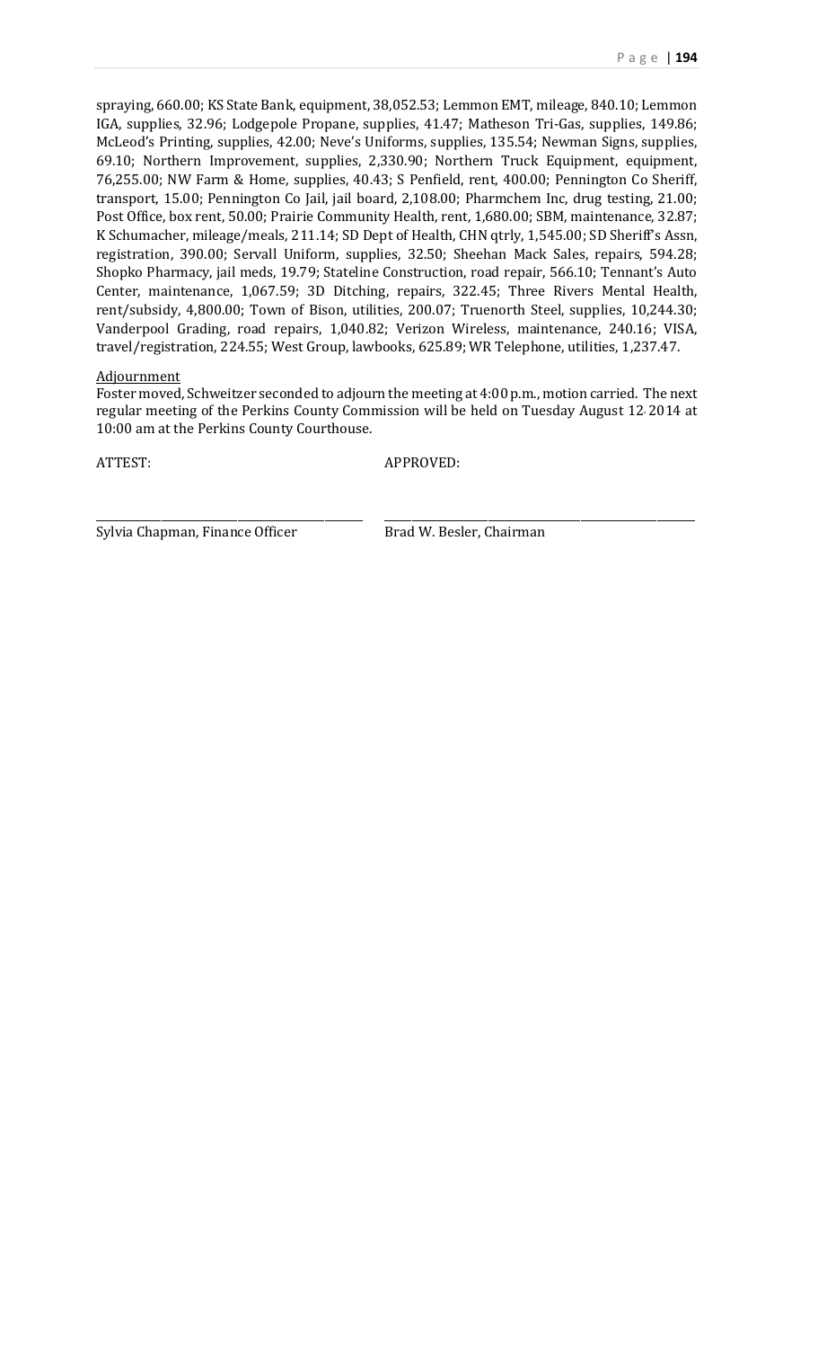spraying, 660.00; KS State Bank, equipment, 38,052.53; Lemmon EMT, mileage, 840.10; Lemmon IGA, supplies, 32.96; Lodgepole Propane, supplies, 41.47; Matheson Tri-Gas, supplies, 149.86; McLeod's Printing, supplies, 42.00; Neve's Uniforms, supplies, 135.54; Newman Signs, supplies, 69.10; Northern Improvement, supplies, 2,330.90; Northern Truck Equipment, equipment, 76,255.00; NW Farm & Home, supplies, 40.43; S Penfield, rent, 400.00; Pennington Co Sheriff, transport, 15.00; Pennington Co Jail, jail board, 2,108.00; Pharmchem Inc, drug testing, 21.00; Post Office, box rent, 50.00; Prairie Community Health, rent, 1,680.00; SBM, maintenance, 32.87; K Schumacher, mileage/meals, 211.14; SD Dept of Health, CHN qtrly, 1,545.00; SD Sheriff's Assn, registration, 390.00; Servall Uniform, supplies, 32.50; Sheehan Mack Sales, repairs, 594.28; Shopko Pharmacy, jail meds, 19.79; Stateline Construction, road repair, 566.10; Tennant's Auto Center, maintenance, 1,067.59; 3D Ditching, repairs, 322.45; Three Rivers Mental Health, rent/subsidy, 4,800.00; Town of Bison, utilities, 200.07; Truenorth Steel, supplies, 10,244.30; Vanderpool Grading, road repairs, 1,040.82; Verizon Wireless, maintenance, 240.16; VISA, travel/registration, 224.55; West Group, lawbooks, 625.89; WR Telephone, utilities, 1,237.47.

Adjournment

Foster moved, Schweitzer seconded to adjourn the meeting at 4:00 p.m., motion carried. The next regular meeting of the Perkins County Commission will be held on Tuesday August 12, 2014 at 10:00 am at the Perkins County Courthouse.

ATTEST: APPROVED:

\_\_\_\_\_\_\_\_\_\_\_\_\_\_\_\_\_\_\_\_\_\_\_\_\_\_\_\_\_\_\_\_\_\_ \_\_\_\_\_\_\_\_\_\_\_\_\_\_\_\_\_\_\_\_\_\_\_\_\_\_\_\_\_\_\_\_\_\_

Sylvia Chapman, Finance Officer Brad W. Besler, Chairman